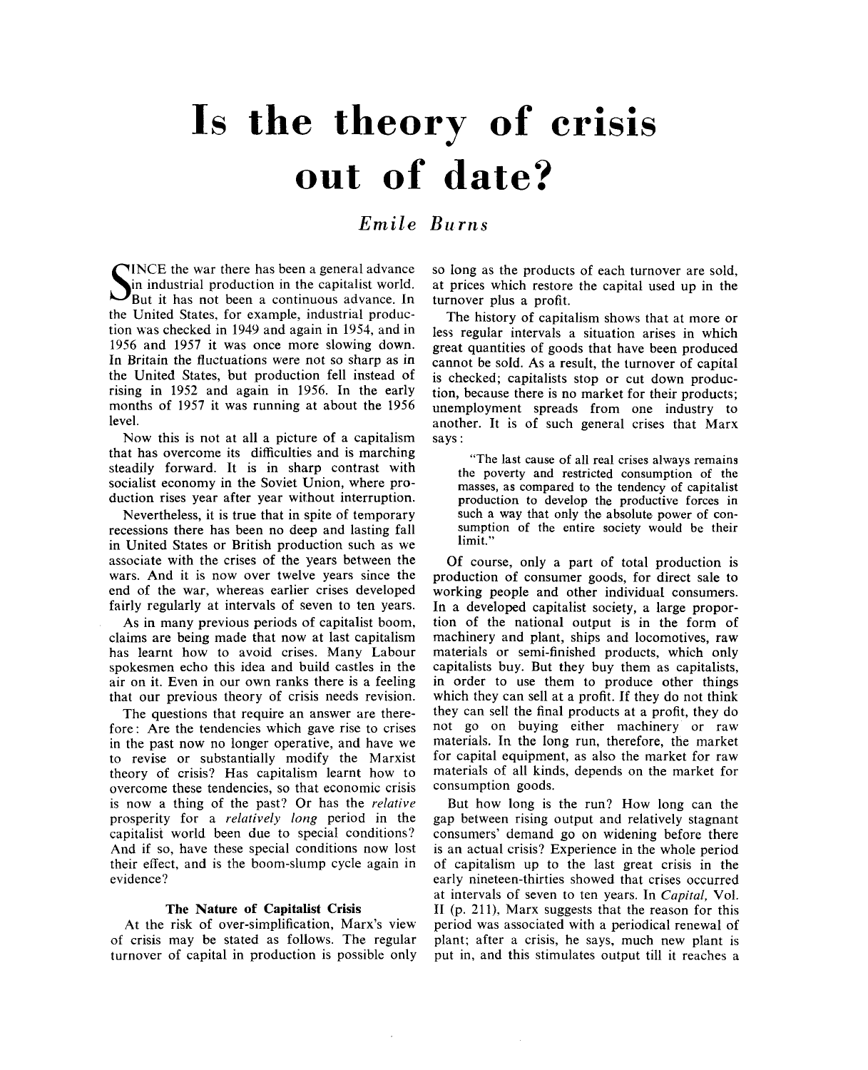# Is the theory of crisis out of date?

*Emile Burns*

SINCE the war there has been a general advance in industrial production in the capitalist world. But it has not been a continuous advance. In the United States, for example, industrial production was checked in 1949 and again in 1954, and in 1956 and 1957 it was once more slowing down. In Britain the fluctuations were not so sharp as in the United States, but production fell instead of rising in 1952 and again in 1956. In the early months of 1957 it was running at about the 1956 level.

Now this is not at all a picture of a capitalism that has overcome its difficulties and is marching steadily forward. It is in sharp contrast with socialist economy in the Soviet Union, where production rises year after year without interruption.

Nevertheless, it is true that in spite of temporary recessions there has been no deep and lasting fall in United States or British production such as we associate with the crises of the years between the wars. And it is now over twelve years since the end of the war, whereas earlier crises developed fairly regularly at intervals of seven to ten years.

As in many previous periods of capitalist boom, claims are being made that now at last capitalism has learnt how to avoid crises. Many Labour spokesmen echo this idea and build castles in the air on it. Even in our own ranks there is a feeling that our previous theory of crisis needs revision.

The questions that require an answer are therefore: Are the tendencies which gave rise to crises in the past now no longer operative, and have we to revise or substantially modify the Marxist theory of crisis? Has capitalism learnt how to overcome these tendencies, so that economic crisis is now a thing of the past? Or has the *relative* prosperity for a *relatively long* period in the capitalist world been due to special conditions? And if so, have these special conditions now lost their effect, and is the boom-slump cycle again in evidence?

### The Nature of Capitalist Crisis

At the risk of over-simplification, Marx's view of crisis may be stated as follows. The regular turnover of capital in production is possible only so long as the products of each turnover are sold, at prices which restore the capital used up in the turnover plus a profit.

The history of capitalism shows that at more or less regular intervals a situation arises in which great quantities of goods that have been produced cannot be sold. As a result, the turnover of capital is checked; capitalists stop or cut down production, because there is no market for their products; unemployment spreads from one industry to another. It is of such general crises that Marx says:

> "The last cause of all real crises always remains the poverty and restricted consumption of the masses, as compared to the tendency of capitalist production to develop the productive forces in such a way that only the absolute power of consumption of the entire society would be their limit."

Of course, only a part of total production is production of consumer goods, for direct sale to working people and other individual consumers. In a developed capitalist society, a large proportion of the national output is in the form of machinery and plant, ships and locomotives, raw materials or semi-finished products, which only capitalists buy. But they buy them as capitalists, in order to use them to produce other things which they can sell at a profit. If they do not think they can sell the final products at a profit, they do not go on buying either machinery or raw materials. In the long run, therefore, the market for capital equipment, as also the market for raw materials of all kinds, depends on the market for consumption goods.

But how long is the run? How long can the gap between rising output and relatively stagnant consumers' demand go on widening before there is an actual crisis? Experience in the whole period of capitalism up to the last great crisis in the early nineteen-thirties showed that crises occurred at intervals of seven to ten years. In *Capital*, Vol. II (p. 211), Marx suggests that the reason for this period was associated with a periodical renewal of plant; after a crisis, he says, much new plant is put in, and this stimulates output till it reaches a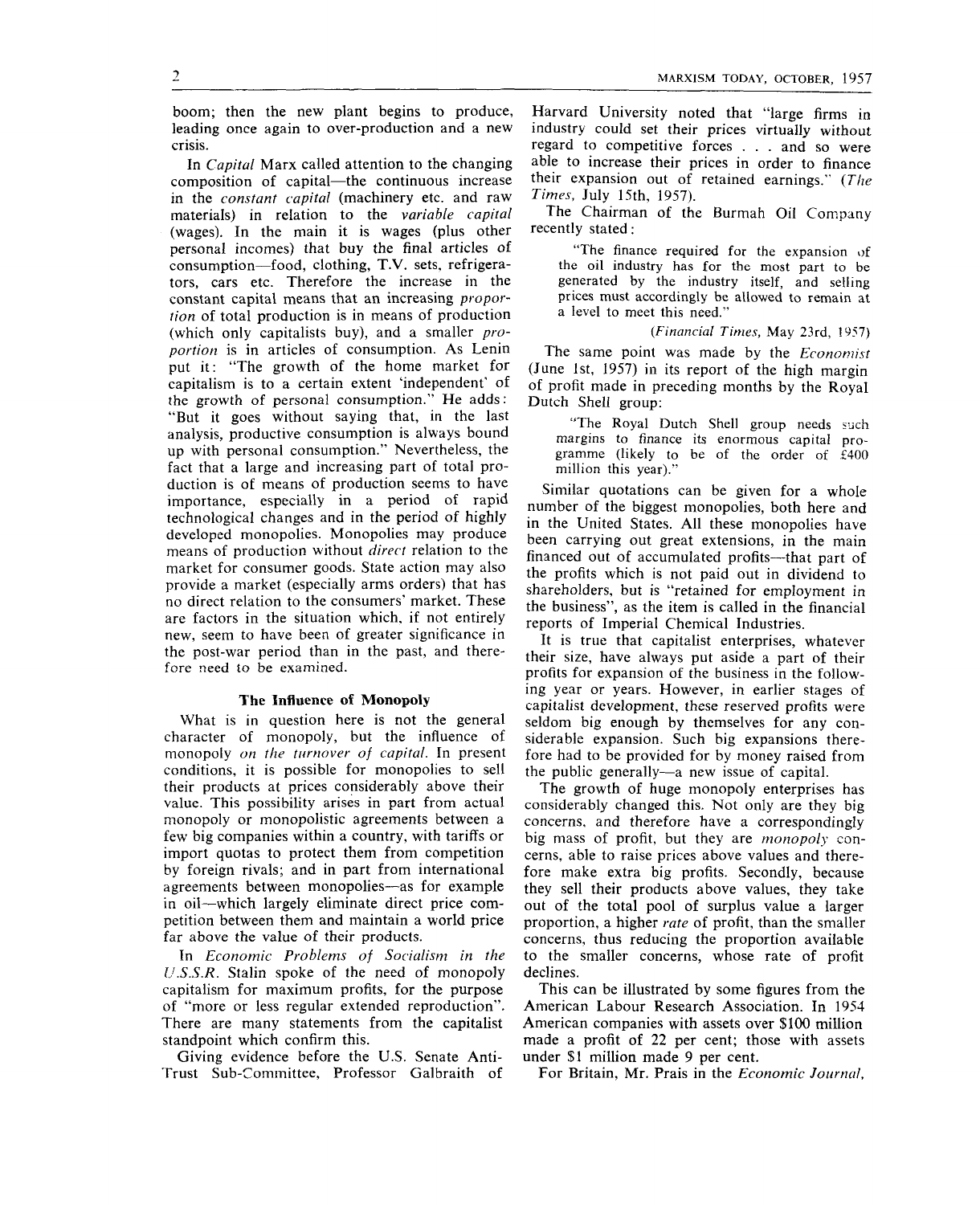boom; then the new plant begins to produce, leading once again to over-production and a new crisis.

In *Capital* Marx called attention to the changing composition of capital—the continuous increase in the *constant capital* (machinery etc. and raw materials) in relation to the *variable capital* (wages). In the main it is wages (plus other personal incomes) that buy the final articles of consumption—food, clothing, T.V. sets, refrigerators, cars etc. Therefore the increase in the constant capital means that an increasing *proportion* of total production is in means of production (which only capitalists buy), and a smaller *proportion* is in articles of consumption. As Lenin put it: "The growth of the home market for capitalism is to a certain extent 'independent' of the growth of personal consumption." He adds: "But it goes without saying that, in the last analysis, productive consumption is always bound up with personal consumption." Nevertheless, the fact that a large and increasing part of total production is of means of production seems to have importance, especially in a period of rapid technological changes and in the period of highly developed monopolies. Monopolies may produce means of production without *direct* relation to the market for consumer goods. State action may also provide a market (especially arms orders) that has no direct relation to the consumers' market. These are factors in the situation which, if not entirely new, seem to have been of greater significance in the post-war period than in the past, and therefore need to be examined.

### The Influence of Monopoly

What is in question here is not the general character of monopoly, but the influence of monopoly *on the turnover of capital*. In present conditions, it is possible for monopolies to sell their products at prices considerably above their value. This possibility arises in part from actual monopoly or monopolistic agreements between a few big companies within a country, with tariffs or import quotas to protect them from competition by foreign rivals; and in part from international agreements between monopolies—as for example in oil—which largely eliminate direct price competition between them and maintain a world price far above the value of their products.

In *Economic Problems of Socialism in the U.S.S.R.* Stalin spoke of the need of monopoly capitalism for maximum profits, for the purpose of "more or less regular extended reproduction". There are many statements from the capitalist standpoint which confirm this.

Giving evidence before the U.S. Senate Anti-Trust Sub-Committee, Professor Galbraith of Harvard University noted that "large firms in industry could set their prices virtually without regard to competitive forces . . . and so were able to increase their prices in order to finance their expansion out of retained earnings." (*The Times*, July 15th, 1957).

The Chairman of the Burmah Oil Company recently stated:

> "The finance required for the expansion of the oil industry has for the most part to be generated by the industry itself, and selling prices must accordingly be allowed to remain at a level to meet this need."
>
> (*Financial Times*, May 23rd, 1957)

The same point was made by the *Economist* (June 1st, 1957) in its report of the high margin of profit made in preceding months by the Royal Dutch Shell group:

> "The Royal Dutch Shell group needs such margins to finance its enormous capital programme (likely to be of the order of £400 million this year)."

Similar quotations can be given for a whole number of the biggest monopolies, both here and in the United States. All these monopolies have been carrying out great extensions, in the main financed out of accumulated profits—that part of the profits which is not paid out in dividend to shareholders, but is "retained for employment in the business", as the item is called in the financial reports of Imperial Chemical Industries.

It is true that capitalist enterprises, whatever their size, have always put aside a part of their profits for expansion of the business in the following year or years. However, in earlier stages of capitalist development, these reserved profits were seldom big enough by themselves for any considerable expansion. Such big expansions therefore had to be provided for by money raised from the public generally—a new issue of capital.

The growth of huge monopoly enterprises has considerably changed this. Not only are they big concerns, and therefore have a correspondingly big mass of profit, but they are *monopoly* concerns, able to raise prices above values and therefore make extra big profits. Secondly, because they sell their products above values, they take out of the total pool of surplus value a larger proportion, a higher *rate* of profit, than the smaller concerns, thus reducing the proportion available to the smaller concerns, whose rate of profit declines.

This can be illustrated by some figures from the American Labour Research Association. In 1954 American companies with assets over $100 million made a profit of 22 per cent; those with assets under $1 million made 9 per cent.

For Britain, Mr. Prais in the *Economic Journal*,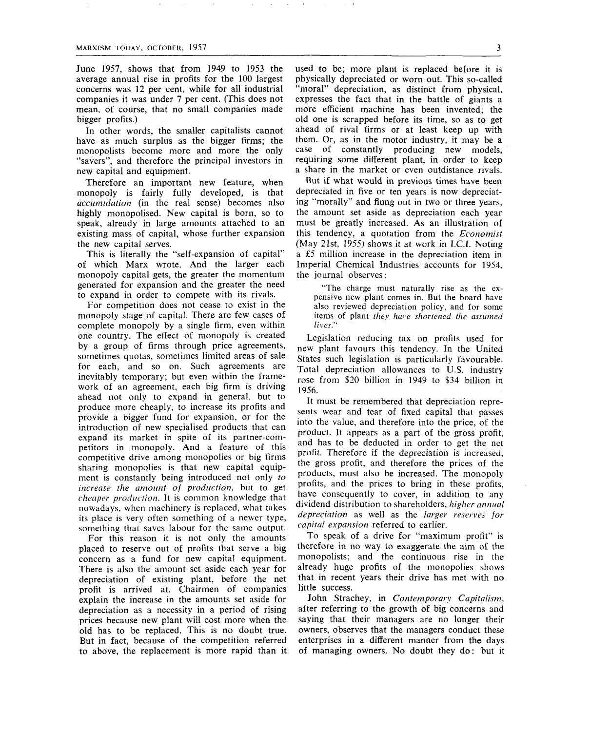June 1957, shows that from 1949 to 1953 the average annual rise in profits for the 100 largest concerns was 12 per cent, while for all industrial companies it was under 7 per cent. (This does not mean, of course, that no small companies made bigger profits.)

In other words, the smaller capitalists cannot have as much surplus as the bigger firms; the monopolists become more and more the only "savers", and therefore the principal investors in new capital and equipment.

Therefore an important new feature, when monopoly is fairly fully developed, is that *accumulation* (in the real sense) becomes also highly monopolised. New capital is born, so to speak, already in large amounts attached to an existing mass of capital, whose further expansion the new capital serves.

This is literally the "self-expansion of capital" of which Marx wrote. And the larger each monopoly capital gets, the greater the momentum generated for expansion and the greater the need to expand in order to compete with its rivals.

For competition does not cease to exist in the monopoly stage of capital. There are few cases of complete monopoly by a single firm, even within one country. The effect of monopoly is created by a group of firms through price agreements, sometimes quotas, sometimes limited areas of sale for each, and so on. Such agreements are inevitably temporary; but even within the framework of an agreement, each big firm is driving ahead not only to expand in general, but to produce more cheaply, to increase its profits and provide a bigger fund for expansion, or for the introduction of new specialised products that can expand its market in spite of its partner-competitors in monopoly. And a feature of this competitive drive among monopolies or big firms sharing monopolies is that new capital equipment is constantly being introduced not only *to increase the amount of production*, but to get *cheaper production*. It is common knowledge that nowadays, when machinery is replaced, what takes its place is very often something of a newer type, something that saves labour for the same output.

For this reason it is not only the amounts placed to reserve out of profits that serve a big concern as a fund for new capital equipment. There is also the amount set aside each year for depreciation of existing plant, before the net profit is arrived at. Chairmen of companies explain the increase in the amounts set aside for depreciation as a necessity in a period of rising prices because new plant will cost more when the old has to be replaced. This is no doubt true. But in fact, because of the competition referred to above, the replacement is more rapid than it used to be; more plant is replaced before it is physically depreciated or worn out. This so-called "moral" depreciation, as distinct from physical, expresses the fact that in the battle of giants a more efficient machine has been invented; the old one is scrapped before its time, so as to get ahead of rival firms or at least keep up with them. Or, as in the motor industry, it may be a case of constantly producing new models, requiring some different plant, in order to keep a share in the market or even outdistance rivals.

But if what would in previous times have been depreciated in five or ten years is now depreciating "morally" and flung out in two or three years, the amount set aside as depreciation each year must be greatly increased. As an illustration of this tendency, a quotation from the *Economist* (May 21st, 1955) shows it at work in I.C.I. Noting a £5 million increase in the depreciation item in Imperial Chemical Industries accounts for 1954, the journal observes:

> "The charge must naturally rise as the expensive new plant comes in. But the board have also reviewed depreciation policy, and for some items of plant *they have shortened the assumed lives.*"

Legislation reducing tax on profits used for new plant favours this tendency. In the United States such legislation is particularly favourable. Total depreciation allowances to U.S. industry rose from $20 billion in 1949 to $34 billion in 1956.

It must be remembered that depreciation represents wear and tear of fixed capital that passes into the value, and therefore into the price, of the product. It appears as a part of the gross profit, and has to be deducted in order to get the net profit. Therefore if the depreciation is increased, the gross profit, and therefore the prices of the products, must also be increased. The monopoly profits, and the prices to bring in these profits, have consequently to cover, in addition to any dividend distribution to shareholders, *higher annual depreciation* as well as the *larger reserves for capital expansion* referred to earlier.

To speak of a drive for "maximum profit" is therefore in no way to exaggerate the aim of the monopolists; and the continuous rise in the already huge profits of the monopolies shows that in recent years their drive has met with no little success.

John Strachey, in *Contemporary Capitalism*, after referring to the growth of big concerns and saying that their managers are no longer their owners, observes that the managers conduct these enterprises in a different manner from the days of managing owners. No doubt they do: but it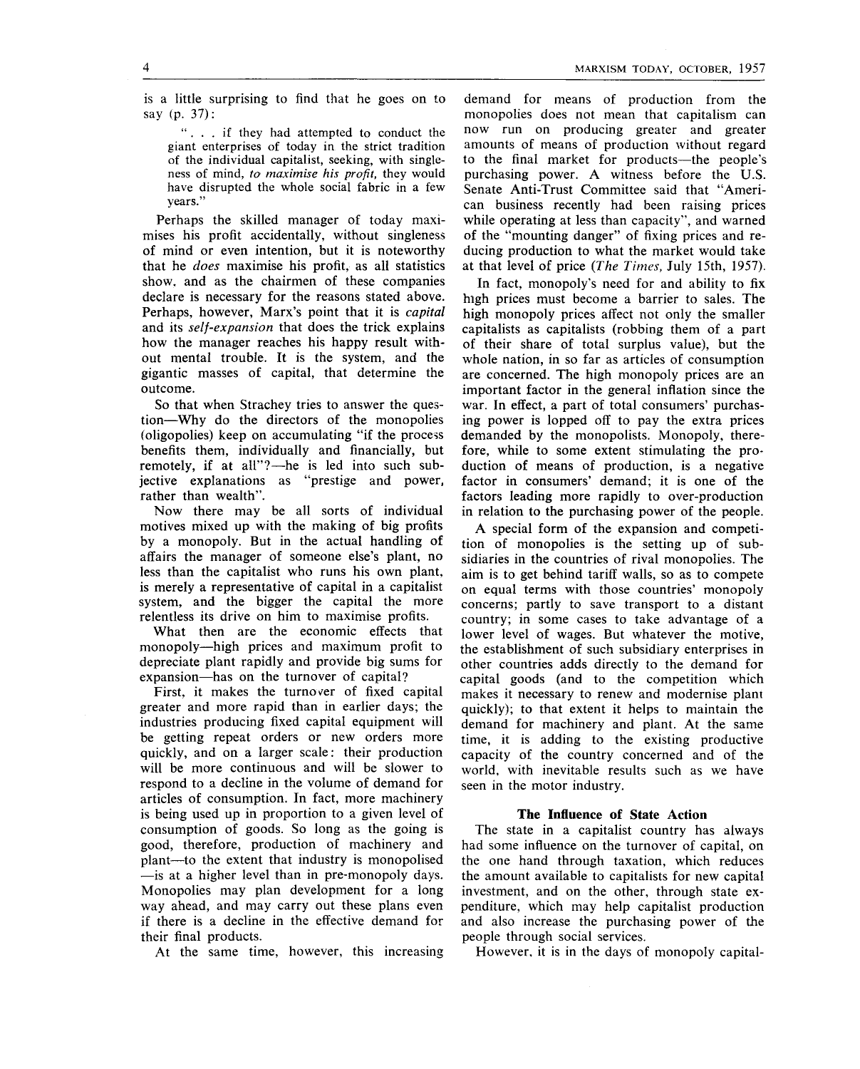is a little surprising to find that he goes on to say (p. 37):

> ". . . if they had attempted to conduct the giant enterprises of today in the strict tradition of the individual capitalist, seeking, with singleness of mind, *to maximise his profit,* they would have disrupted the whole social fabric in a few years."

Perhaps the skilled manager of today maximises his profit accidentally, without singleness of mind or even intention, but it is noteworthy that he *does* maximise his profit, as all statistics show, and as the chairmen of these companies declare is necessary for the reasons stated above. Perhaps, however, Marx's point that it is *capital* and its *self-expansion* that does the trick explains how the manager reaches his happy result without mental trouble. It is the system, and the gigantic masses of capital, that determine the outcome.

So that when Strachey tries to answer the question—Why do the directors of the monopolies (oligopolies) keep on accumulating "if the process benefits them, individually and financially, but remotely, if at all"?—he is led into such subjective explanations as "prestige and power, rather than wealth".

Now there may be all sorts of individual motives mixed up with the making of big profits by a monopoly. But in the actual handling of affairs the manager of someone else's plant, no less than the capitalist who runs his own plant, is merely a representative of capital in a capitalist system, and the bigger the capital the more relentless its drive on him to maximise profits.

What then are the economic effects that monopoly—high prices and maximum profit to depreciate plant rapidly and provide big sums for expansion—has on the turnover of capital?

First, it makes the turnover of fixed capital greater and more rapid than in earlier days; the industries producing fixed capital equipment will be getting repeat orders or new orders more quickly, and on a larger scale: their production will be more continuous and will be slower to respond to a decline in the volume of demand for articles of consumption. In fact, more machinery is being used up in proportion to a given level of consumption of goods. So long as the going is good, therefore, production of machinery and plant—to the extent that industry is monopolised—is at a higher level than in pre-monopoly days. Monopolies may plan development for a long way ahead, and may carry out these plans even if there is a decline in the effective demand for their final products.

At the same time, however, this increasing demand for means of production from the monopolies does not mean that capitalism can now run on producing greater and greater amounts of means of production without regard to the final market for products—the people's purchasing power. A witness before the U.S. Senate Anti-Trust Committee said that "American business recently had been raising prices while operating at less than capacity", and warned of the "mounting danger" of fixing prices and reducing production to what the market would take at that level of price (*The Times,* July 15th, 1957).

In fact, monopoly's need for and ability to fix high prices must become a barrier to sales. The high monopoly prices affect not only the smaller capitalists as capitalists (robbing them of a part of their share of total surplus value), but the whole nation, in so far as articles of consumption are concerned. The high monopoly prices are an important factor in the general inflation since the war. In effect, a part of total consumers' purchasing power is lopped off to pay the extra prices demanded by the monopolists. Monopoly, therefore, while to some extent stimulating the production of means of production, is a negative factor in consumers' demand; it is one of the factors leading more rapidly to over-production in relation to the purchasing power of the people.

A special form of the expansion and competition of monopolies is the setting up of subsidiaries in the countries of rival monopolies. The aim is to get behind tariff walls, so as to compete on equal terms with those countries' monopoly concerns; partly to save transport to a distant country; in some cases to take advantage of a lower level of wages. But whatever the motive, the establishment of such subsidiary enterprises in other countries adds directly to the demand for capital goods (and to the competition which makes it necessary to renew and modernise plant quickly); to that extent it helps to maintain the demand for machinery and plant. At the same time, it is adding to the existing productive capacity of the country concerned and of the world, with inevitable results such as we have seen in the motor industry.

### The Influence of State Action

The state in a capitalist country has always had some influence on the turnover of capital, on the one hand through taxation, which reduces the amount available to capitalists for new capital investment, and on the other, through state expenditure, which may help capitalist production and also increase the purchasing power of the people through social services.

However, it is in the days of monopoly capital-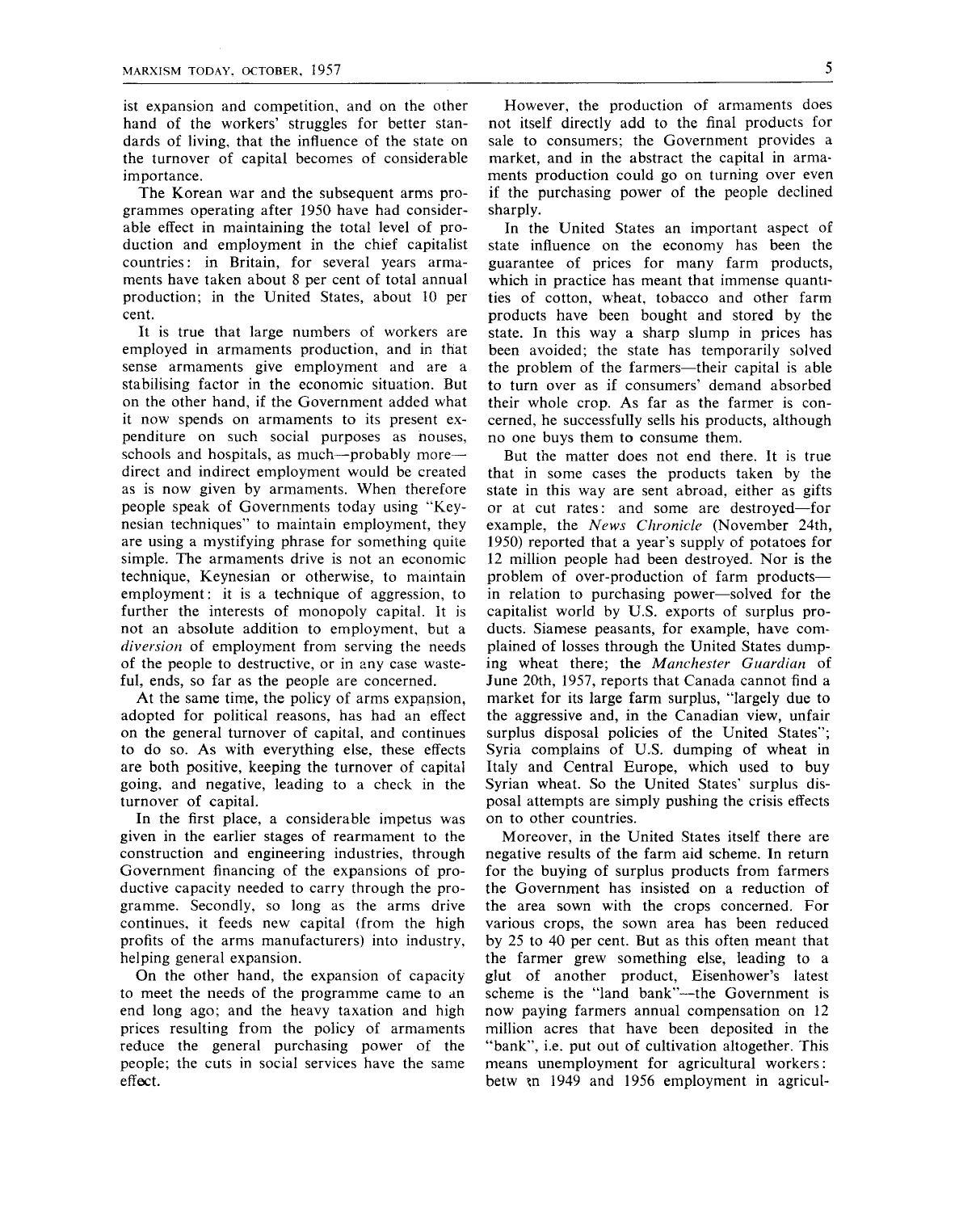ist expansion and competition, and on the other hand of the workers' struggles for better standards of living, that the influence of the state on the turnover of capital becomes of considerable importance.

The Korean war and the subsequent arms programmes operating after 1950 have had considerable effect in maintaining the total level of production and employment in the chief capitalist countries: in Britain, for several years armaments have taken about 8 per cent of total annual production; in the United States, about 10 per cent.

It is true that large numbers of workers are employed in armaments production, and in that sense armaments give employment and are a stabilising factor in the economic situation. But on the other hand, if the Government added what it now spends on armaments to its present expenditure on such social purposes as houses, schools and hospitals, as much—probably more—direct and indirect employment would be created as is now given by armaments. When therefore people speak of Governments today using "Keynesian techniques" to maintain employment, they are using a mystifying phrase for something quite simple. The armaments drive is not an economic technique, Keynesian or otherwise, to maintain employment: it is a technique of aggression, to further the interests of monopoly capital. It is not an absolute addition to employment, but a *diversion* of employment from serving the needs of the people to destructive, or in any case wasteful, ends, so far as the people are concerned.

At the same time, the policy of arms expansion, adopted for political reasons, has had an effect on the general turnover of capital, and continues to do so. As with everything else, these effects are both positive, keeping the turnover of capital going, and negative, leading to a check in the turnover of capital.

In the first place, a considerable impetus was given in the earlier stages of rearmament to the construction and engineering industries, through Government financing of the expansions of productive capacity needed to carry through the programme. Secondly, so long as the arms drive continues, it feeds new capital (from the high profits of the arms manufacturers) into industry, helping general expansion.

On the other hand, the expansion of capacity to meet the needs of the programme came to an end long ago; and the heavy taxation and high prices resulting from the policy of armaments reduce the general purchasing power of the people; the cuts in social services have the same effect.

However, the production of armaments does not itself directly add to the final products for sale to consumers; the Government provides a market, and in the abstract the capital in armaments production could go on turning over even if the purchasing power of the people declined sharply.

In the United States an important aspect of state influence on the economy has been the guarantee of prices for many farm products, which in practice has meant that immense quantities of cotton, wheat, tobacco and other farm products have been bought and stored by the state. In this way a sharp slump in prices has been avoided; the state has temporarily solved the problem of the farmers—their capital is able to turn over as if consumers' demand absorbed their whole crop. As far as the farmer is concerned, he successfully sells his products, although no one buys them to consume them.

But the matter does not end there. It is true that in some cases the products taken by the state in this way are sent abroad, either as gifts or at cut rates: and some are destroyed—for example, the *News Chronicle* (November 24th, 1950) reported that a year's supply of potatoes for 12 million people had been destroyed. Nor is the problem of over-production of farm products—in relation to purchasing power—solved for the capitalist world by U.S. exports of surplus products. Siamese peasants, for example, have complained of losses through the United States dumping wheat there; the *Manchester Guardian* of June 20th, 1957, reports that Canada cannot find a market for its large farm surplus, "largely due to the aggressive and, in the Canadian view, unfair surplus disposal policies of the United States"; Syria complains of U.S. dumping of wheat in Italy and Central Europe, which used to buy Syrian wheat. So the United States' surplus disposal attempts are simply pushing the crisis effects on to other countries.

Moreover, in the United States itself there are negative results of the farm aid scheme. In return for the buying of surplus products from farmers the Government has insisted on a reduction of the area sown with the crops concerned. For various crops, the sown area has been reduced by 25 to 40 per cent. But as this often meant that the farmer grew something else, leading to a glut of another product, Eisenhower's latest scheme is the "land bank"—the Government is now paying farmers annual compensation on 12 million acres that have been deposited in the "bank", i.e. put out of cultivation altogether. This means unemployment for agricultural workers: between 1949 and 1956 employment in agricul-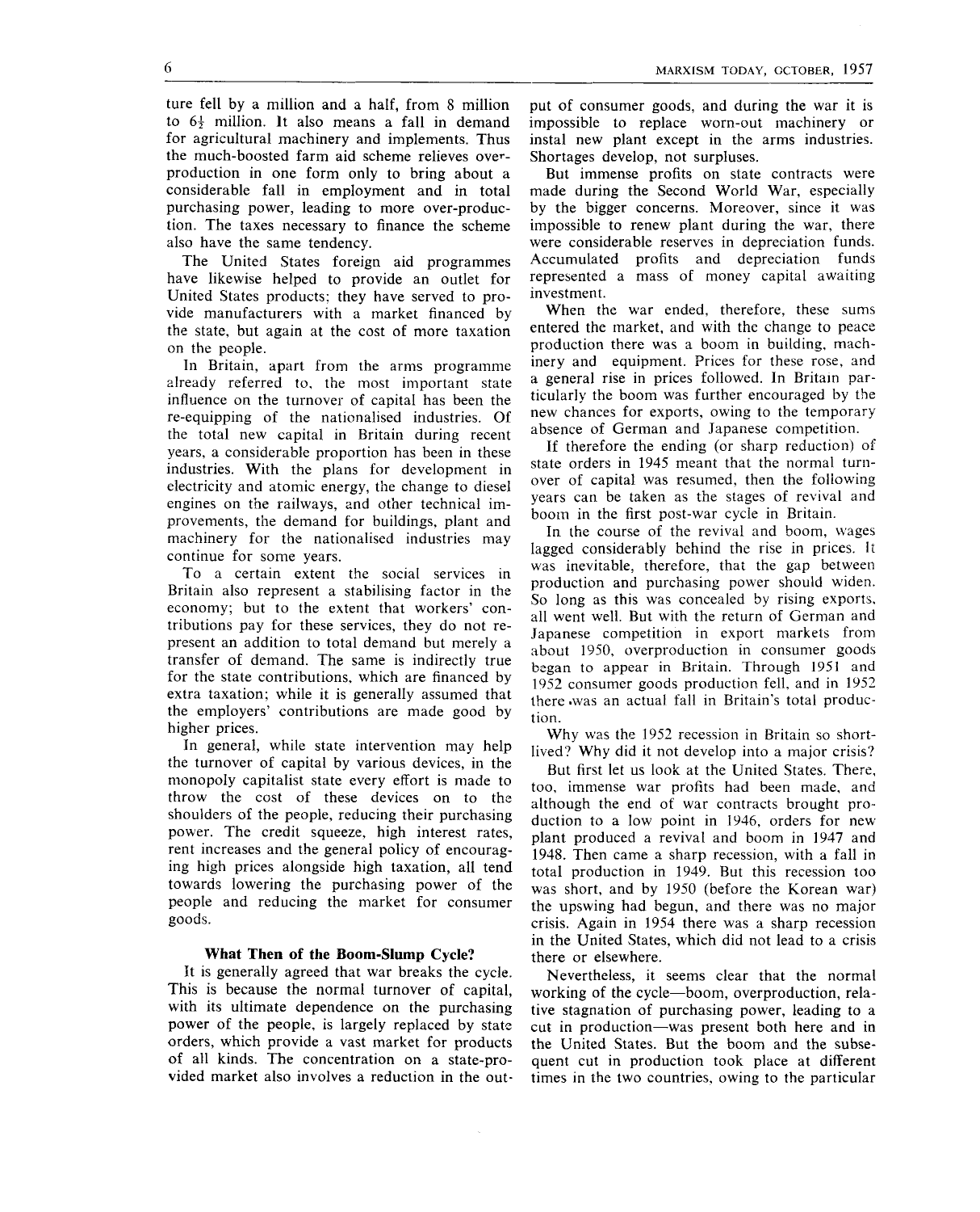ture fell by a million and a half, from 8 million to 6½ million. It also means a fall in demand for agricultural machinery and implements. Thus the much-boosted farm aid scheme relieves over-production in one form only to bring about a considerable fall in employment and in total purchasing power, leading to more over-production. The taxes necessary to finance the scheme also have the same tendency.

The United States foreign aid programmes have likewise helped to provide an outlet for United States products; they have served to provide manufacturers with a market financed by the state, but again at the cost of more taxation on the people.

In Britain, apart from the arms programme already referred to, the most important state influence on the turnover of capital has been the re-equipping of the nationalised industries. Of the total new capital in Britain during recent years, a considerable proportion has been in these industries. With the plans for development in electricity and atomic energy, the change to diesel engines on the railways, and other technical improvements, the demand for buildings, plant and machinery for the nationalised industries may continue for some years.

To a certain extent the social services in Britain also represent a stabilising factor in the economy; but to the extent that workers' contributions pay for these services, they do not represent an addition to total demand but merely a transfer of demand. The same is indirectly true for the state contributions, which are financed by extra taxation; while it is generally assumed that the employers' contributions are made good by higher prices.

In general, while state intervention may help the turnover of capital by various devices, in the monopoly capitalist state every effort is made to throw the cost of these devices on to the shoulders of the people, reducing their purchasing power. The credit squeeze, high interest rates, rent increases and the general policy of encouraging high prices alongside high taxation, all tend towards lowering the purchasing power of the people and reducing the market for consumer goods.

### What Then of the Boom-Slump Cycle?

It is generally agreed that war breaks the cycle. This is because the normal turnover of capital, with its ultimate dependence on the purchasing power of the people, is largely replaced by state orders, which provide a vast market for products of all kinds. The concentration on a state-provided market also involves a reduction in the output of consumer goods, and during the war it is impossible to replace worn-out machinery or instal new plant except in the arms industries. Shortages develop, not surpluses.

But immense profits on state contracts were made during the Second World War, especially by the bigger concerns. Moreover, since it was impossible to renew plant during the war, there were considerable reserves in depreciation funds. Accumulated profits and depreciation funds represented a mass of money capital awaiting investment.

When the war ended, therefore, these sums entered the market, and with the change to peace production there was a boom in building, machinery and equipment. Prices for these rose, and a general rise in prices followed. In Britain particularly the boom was further encouraged by the new chances for exports, owing to the temporary absence of German and Japanese competition.

If therefore the ending (or sharp reduction) of state orders in 1945 meant that the normal turnover of capital was resumed, then the following years can be taken as the stages of revival and boom in the first post-war cycle in Britain.

In the course of the revival and boom, wages lagged considerably behind the rise in prices. It was inevitable, therefore, that the gap between production and purchasing power should widen. So long as this was concealed by rising exports, all went well. But with the return of German and Japanese competition in export markets from about 1950, overproduction in consumer goods began to appear in Britain. Through 1951 and 1952 consumer goods production fell, and in 1952 there was an actual fall in Britain's total production.

Why was the 1952 recession in Britain so short-lived? Why did it not develop into a major crisis?

But first let us look at the United States. There, too, immense war profits had been made, and although the end of war contracts brought production to a low point in 1946, orders for new plant produced a revival and boom in 1947 and 1948. Then came a sharp recession, with a fall in total production in 1949. But this recession too was short, and by 1950 (before the Korean war) the upswing had begun, and there was no major crisis. Again in 1954 there was a sharp recession in the United States, which did not lead to a crisis there or elsewhere.

Nevertheless, it seems clear that the normal working of the cycle—boom, overproduction, relative stagnation of purchasing power, leading to a cut in production—was present both here and in the United States. But the boom and the subsequent cut in production took place at different times in the two countries, owing to the particular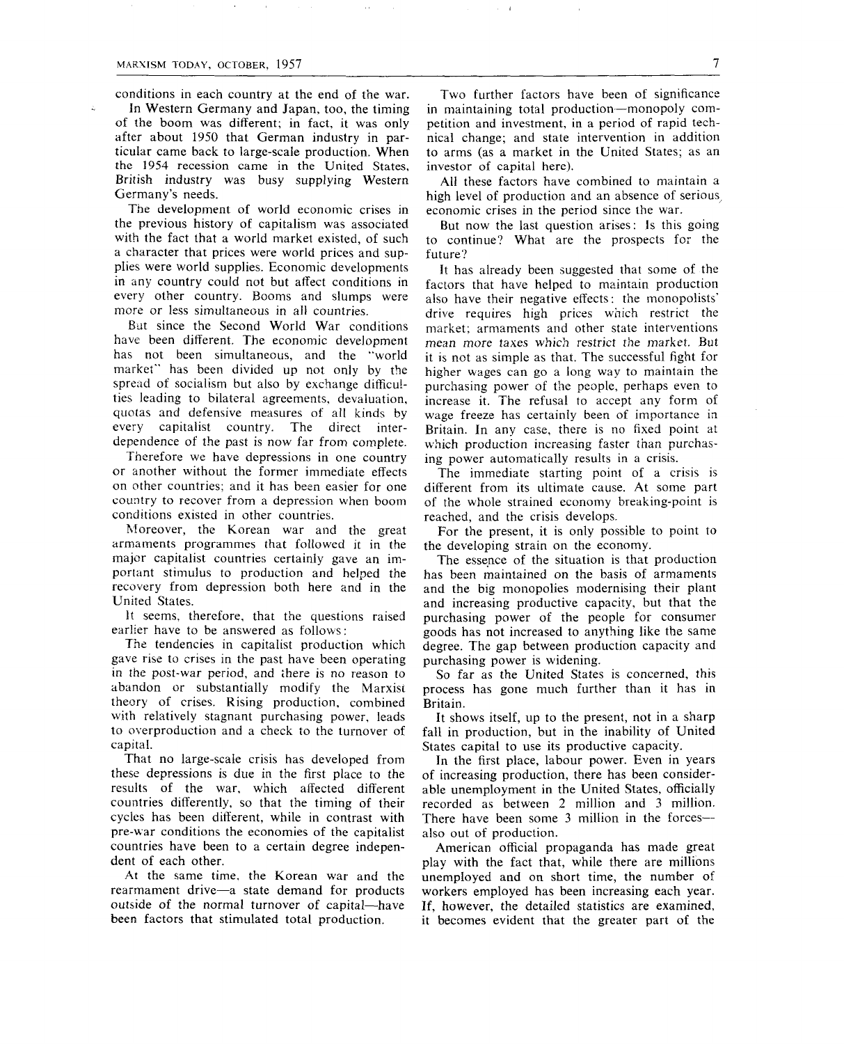conditions in each country at the end of the war.

In Western Germany and Japan, too, the timing of the boom was different; in fact, it was only after about 1950 that German industry in particular came back to large-scale production. When the 1954 recession came in the United States, British industry was busy supplying Western Germany's needs.

The development of world economic crises in the previous history of capitalism was associated with the fact that a world market existed, of such a character that prices were world prices and supplies were world supplies. Economic developments in any country could not but affect conditions in every other country. Booms and slumps were more or less simultaneous in all countries.

But since the Second World War conditions have been different. The economic development has not been simultaneous, and the "world market" has been divided up not only by the spread of socialism but also by exchange difficulties leading to bilateral agreements, devaluation, quotas and defensive measures of all kinds by every capitalist country. The direct interdependence of the past is now far from complete.

Therefore we have depressions in one country or another without the former immediate effects on other countries; and it has been easier for one country to recover from a depression when boom conditions existed in other countries.

Moreover, the Korean war and the great armaments programmes that followed it in the major capitalist countries certainly gave an important stimulus to production and helped the recovery from depression both here and in the United States.

It seems, therefore, that the questions raised earlier have to be answered as follows:

The tendencies in capitalist production which gave rise to crises in the past have been operating in the post-war period, and there is no reason to abandon or substantially modify the Marxist theory of crises. Rising production, combined with relatively stagnant purchasing power, leads to overproduction and a check to the turnover of capital.

That no large-scale crisis has developed from these depressions is due in the first place to the results of the war, which affected different countries differently, so that the timing of their cycles has been different, while in contrast with pre-war conditions the economies of the capitalist countries have been to a certain degree independent of each other.

At the same time, the Korean war and the rearmament drive—a state demand for products outside of the normal turnover of capital—have been factors that stimulated total production.

Two further factors have been of significance in maintaining total production—monopoly competition and investment, in a period of rapid technical change; and state intervention in addition to arms (as a market in the United States; as an investor of capital here).

All these factors have combined to maintain a high level of production and an absence of serious economic crises in the period since the war.

But now the last question arises: Is this going to continue? What are the prospects for the future?

It has already been suggested that some of the factors that have helped to maintain production also have their negative effects: the monopolists' drive requires high prices which restrict the market; armaments and other state interventions *mean more taxes which restrict the market.* But it is not as simple as that. The successful fight for higher wages can go a long way to maintain the purchasing power of the people, perhaps even to increase it. The refusal to accept any form of wage freeze has certainly been of importance in Britain. In any case, there is no fixed point at which production increasing faster than purchasing power automatically results in a crisis.

The immediate starting point of a crisis is different from its ultimate cause. At some part of the whole strained economy breaking-point is reached, and the crisis develops.

For the present, it is only possible to point to the developing strain on the economy.

The essence of the situation is that production has been maintained on the basis of armaments and the big monopolies modernising their plant and increasing productive capacity, but that the purchasing power of the people for consumer goods has not increased to anything like the same degree. The gap between production capacity and purchasing power is widening.

So far as the United States is concerned, this process has gone much further than it has in Britain.

It shows itself, up to the present, not in a sharp fall in production, but in the inability of United States capital to use its productive capacity.

In the first place, labour power. Even in years of increasing production, there has been considerable unemployment in the United States, officially recorded as between 2 million and 3 million. There have been some 3 million in the forces—also out of production.

American official propaganda has made great play with the fact that, while there are millions unemployed and on short time, the number of workers employed has been increasing each year. If, however, the detailed statistics are examined, it becomes evident that the greater part of the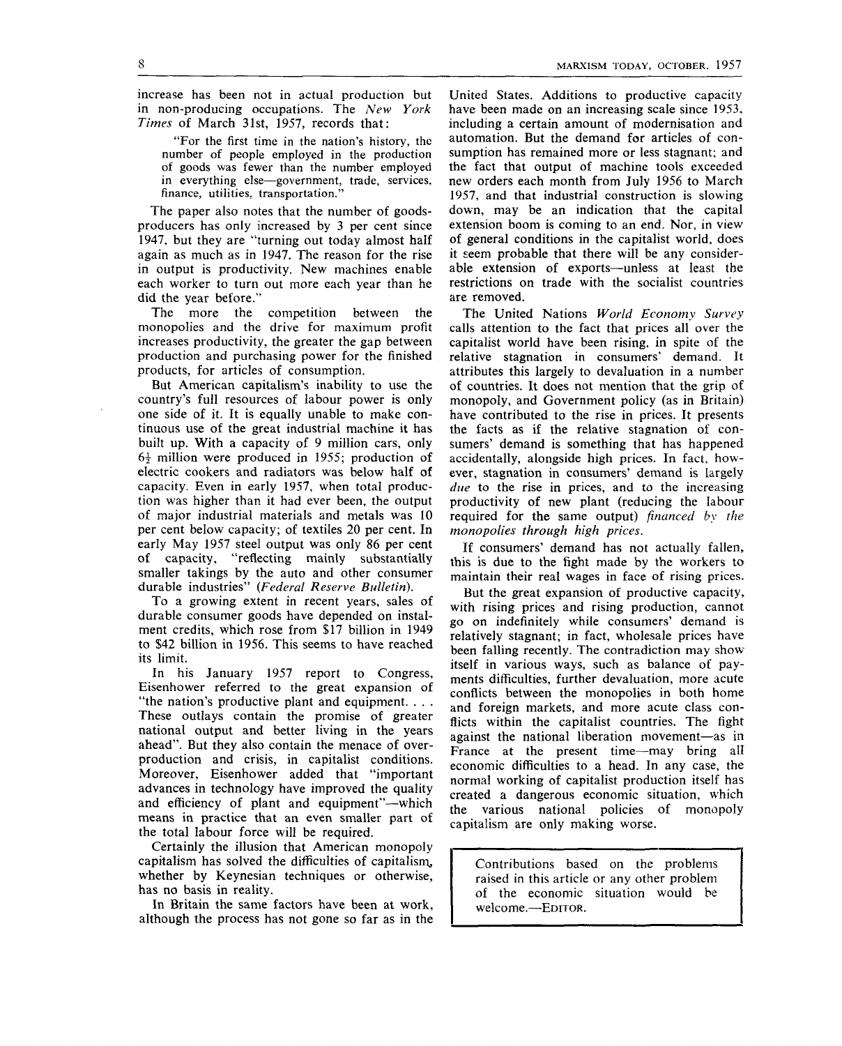increase has been not in actual production but in non-producing occupations. The *New York Times* of March 31st, 1957, records that:

> "For the first time in the nation's history, the number of people employed in the production of goods was fewer than the number employed in everything else—government, trade, services, finance, utilities, transportation."

The paper also notes that the number of goods-producers has only increased by 3 per cent since 1947, but they are "turning out today almost half again as much as in 1947. The reason for the rise in output is productivity. New machines enable each worker to turn out more each year than he did the year before."

The more the competition between the monopolies and the drive for maximum profit increases productivity, the greater the gap between production and purchasing power for the finished products, for articles of consumption.

But American capitalism's inability to use the country's full resources of labour power is only one side of it. It is equally unable to make continuous use of the great industrial machine it has built up. With a capacity of 9 million cars, only 6½ million were produced in 1955; production of electric cookers and radiators was below half of capacity. Even in early 1957, when total production was higher than it had ever been, the output of major industrial materials and metals was 10 per cent below capacity; of textiles 20 per cent. In early May 1957 steel output was only 86 per cent of capacity, "reflecting mainly substantially smaller takings by the auto and other consumer durable industries" (*Federal Reserve Bulletin*).

To a growing extent in recent years, sales of durable consumer goods have depended on instalment credits, which rose from $17 billion in 1949 to $42 billion in 1956. This seems to have reached its limit.

In his January 1957 report to Congress, Eisenhower referred to the great expansion of "the nation's productive plant and equipment. . . . These outlays contain the promise of greater national output and better living in the years ahead". But they also contain the menace of overproduction and crisis, in capitalist conditions. Moreover, Eisenhower added that "important advances in technology have improved the quality and efficiency of plant and equipment"—which means in practice that an even smaller part of the total labour force will be required.

Certainly the illusion that American monopoly capitalism has solved the difficulties of capitalism, whether by Keynesian techniques or otherwise, has no basis in reality.

In Britain the same factors have been at work, although the process has not gone so far as in the United States. Additions to productive capacity have been made on an increasing scale since 1953, including a certain amount of modernisation and automation. But the demand for articles of consumption has remained more or less stagnant; and the fact that output of machine tools exceeded new orders each month from July 1956 to March 1957, and that industrial construction is slowing down, may be an indication that the capital extension boom is coming to an end. Nor, in view of general conditions in the capitalist world, does it seem probable that there will be any considerable extension of exports—unless at least the restrictions on trade with the socialist countries are removed.

The United Nations *World Economy Survey* calls attention to the fact that prices all over the capitalist world have been rising, in spite of the relative stagnation in consumers' demand. It attributes this largely to devaluation in a number of countries. It does not mention that the grip of monopoly, and Government policy (as in Britain) have contributed to the rise in prices. It presents the facts as if the relative stagnation of consumers' demand is something that has happened accidentally, alongside high prices. In fact, however, stagnation in consumers' demand is largely *due* to the rise in prices, and to the increasing productivity of new plant (reducing the labour required for the same output) *financed by the monopolies through high prices.*

If consumers' demand has not actually fallen, this is due to the fight made by the workers to maintain their real wages in face of rising prices.

But the great expansion of productive capacity, with rising prices and rising production, cannot go on indefinitely while consumers' demand is relatively stagnant; in fact, wholesale prices have been falling recently. The contradiction may show itself in various ways, such as balance of payments difficulties, further devaluation, more acute conflicts between the monopolies in both home and foreign markets, and more acute class conflicts within the capitalist countries. The fight against the national liberation movement—as in France at the present time—may bring all economic difficulties to a head. In any case, the normal working of capitalist production itself has created a dangerous economic situation, which the various national policies of monopoly capitalism are only making worse.

> Contributions based on the problems raised in this article or any other problem of the economic situation would be welcome.—EDITOR.